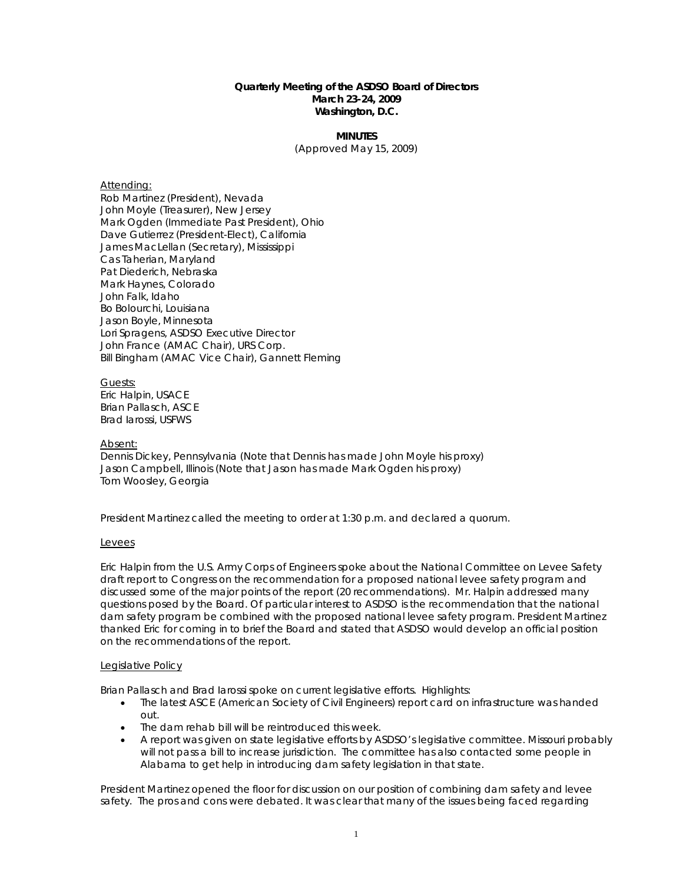**Quarterly Meeting of the ASDSO Board of Directors**
**March 23-24, 2009**
**Washington, D.C.**

**MINUTES**
(Approved May 15, 2009)

Attending:
Rob Martinez (President), Nevada
John Moyle (Treasurer), New Jersey
Mark Ogden (Immediate Past President), Ohio
Dave Gutierrez (President-Elect), California
James MacLellan (Secretary), Mississippi
Cas Taherian, Maryland
Pat Diederich, Nebraska
Mark Haynes, Colorado
John Falk, Idaho
Bo Bolourchi, Louisiana
Jason Boyle, Minnesota
Lori Spragens, ASDSO Executive Director
John France (AMAC Chair), URS Corp.
Bill Bingham (AMAC Vice Chair), Gannett Fleming

Guests:
Eric Halpin, USACE
Brian Pallasch, ASCE
Brad Iarossi, USFWS

Absent:
Dennis Dickey, Pennsylvania (Note that Dennis has made John Moyle his proxy)
Jason Campbell, Illinois (Note that Jason has made Mark Ogden his proxy)
Tom Woosley, Georgia

President Martinez called the meeting to order at 1:30 p.m. and declared a quorum.

Levees

Eric Halpin from the U.S. Army Corps of Engineers spoke about the National Committee on Levee Safety draft report to Congress on the recommendation for a proposed national levee safety program and discussed some of the major points of the report (20 recommendations). Mr. Halpin addressed many questions posed by the Board. Of particular interest to ASDSO is the recommendation that the national dam safety program be combined with the proposed national levee safety program. President Martinez thanked Eric for coming in to brief the Board and stated that ASDSO would develop an official position on the recommendations of the report.

Legislative Policy

Brian Pallasch and Brad Iarossi spoke on current legislative efforts. Highlights:

- The latest ASCE (American Society of Civil Engineers) report card on infrastructure was handed out.
- The dam rehab bill will be reintroduced this week.
- A report was given on state legislative efforts by ASDSO's legislative committee. Missouri probably will not pass a bill to increase jurisdiction. The committee has also contacted some people in Alabama to get help in introducing dam safety legislation in that state.

President Martinez opened the floor for discussion on our position of combining dam safety and levee safety. The pros and cons were debated. It was clear that many of the issues being faced regarding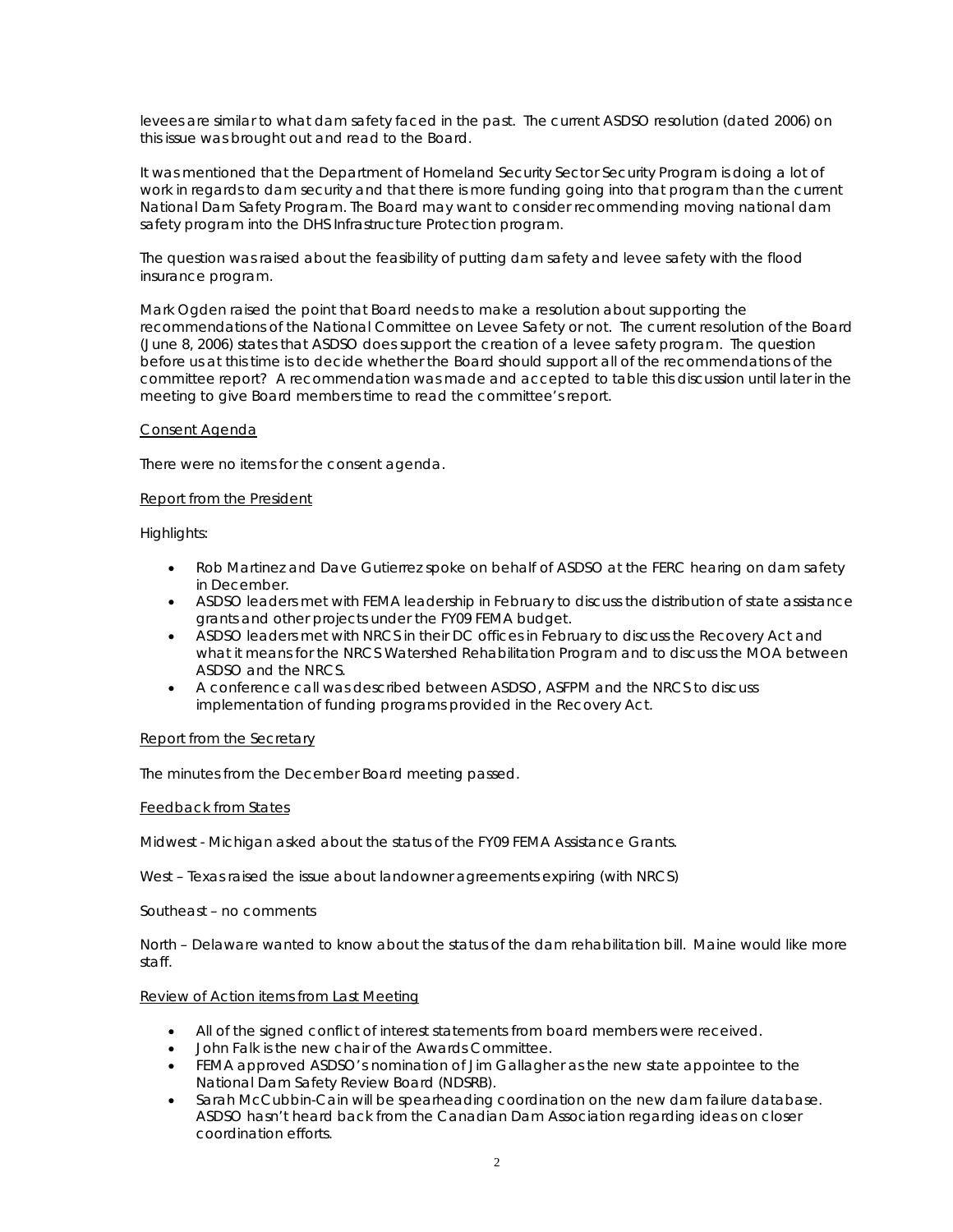levees are similar to what dam safety faced in the past. The current ASDSO resolution (dated 2006) on this issue was brought out and read to the Board.

It was mentioned that the Department of Homeland Security Sector Security Program is doing a lot of work in regards to dam security and that there is more funding going into that program than the current National Dam Safety Program. The Board may want to consider recommending moving national dam safety program into the DHS Infrastructure Protection program.

The question was raised about the feasibility of putting dam safety and levee safety with the flood insurance program.

Mark Ogden raised the point that Board needs to make a resolution about supporting the recommendations of the National Committee on Levee Safety or not. The current resolution of the Board (June 8, 2006) states that ASDSO does support the creation of a levee safety program. The question before us at this time is to decide whether the Board should support all of the recommendations of the committee report? A recommendation was made and accepted to table this discussion until later in the meeting to give Board members time to read the committee's report.

<u>Consent Agenda</u>

There were no items for the consent agenda.

<u>Report from the President</u>

Highlights:

- Rob Martinez and Dave Gutierrez spoke on behalf of ASDSO at the FERC hearing on dam safety in December.
- ASDSO leaders met with FEMA leadership in February to discuss the distribution of state assistance grants and other projects under the FY09 FEMA budget.
- ASDSO leaders met with NRCS in their DC offices in February to discuss the Recovery Act and what it means for the NRCS Watershed Rehabilitation Program and to discuss the MOA between ASDSO and the NRCS.
- A conference call was described between ASDSO, ASFPM and the NRCS to discuss implementation of funding programs provided in the Recovery Act.

<u>Report from the Secretary</u>

The minutes from the December Board meeting passed.

<u>Feedback from States</u>

Midwest - Michigan asked about the status of the FY09 FEMA Assistance Grants.

West – Texas raised the issue about landowner agreements expiring (with NRCS)

Southeast – no comments

North – Delaware wanted to know about the status of the dam rehabilitation bill. Maine would like more staff.

<u>Review of Action items from Last Meeting</u>

- All of the signed conflict of interest statements from board members were received.
- John Falk is the new chair of the Awards Committee.
- FEMA approved ASDSO's nomination of Jim Gallagher as the new state appointee to the National Dam Safety Review Board (NDSRB).
- Sarah McCubbin-Cain will be spearheading coordination on the new dam failure database. ASDSO hasn't heard back from the Canadian Dam Association regarding ideas on closer coordination efforts.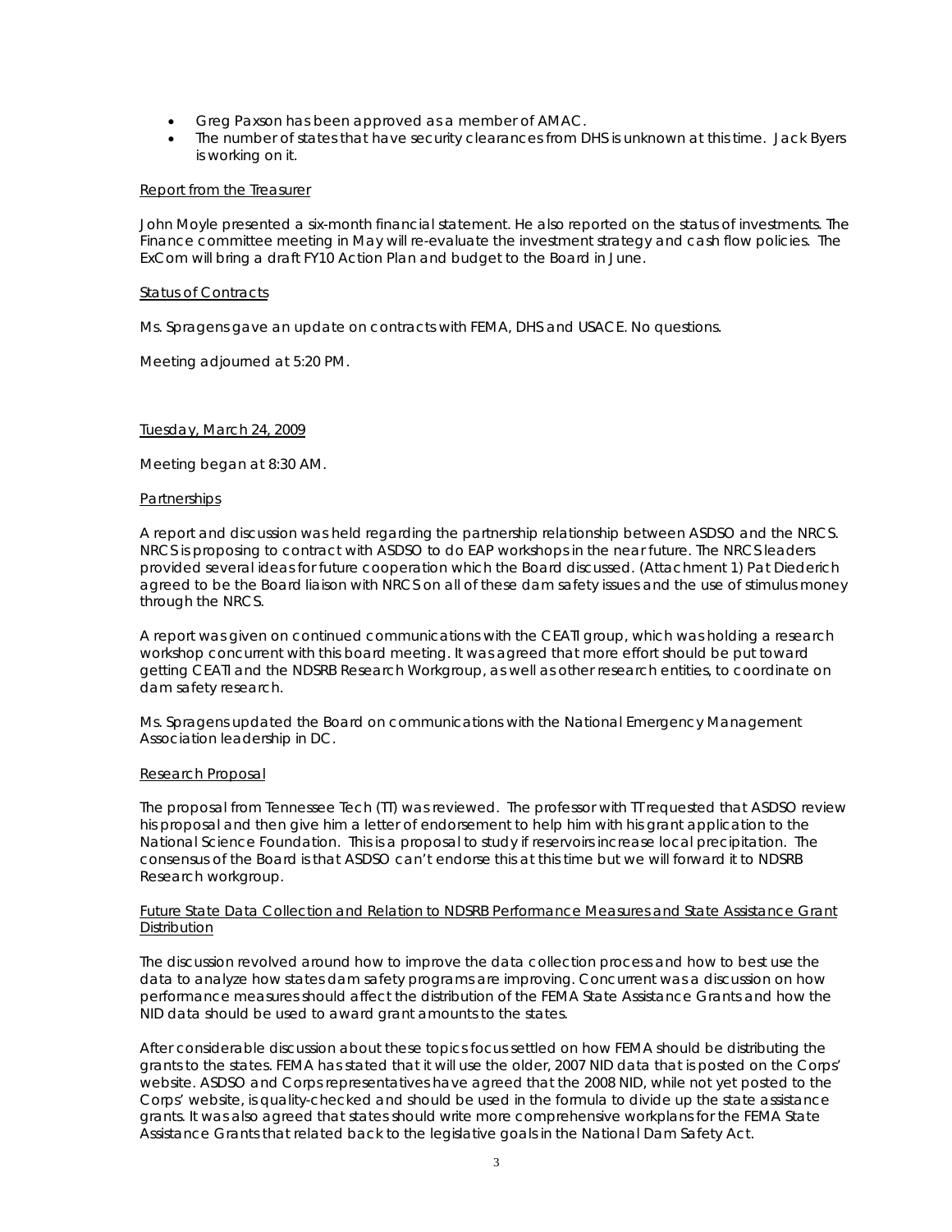- Greg Paxson has been approved as a member of AMAC.
- The number of states that have security clearances from DHS is unknown at this time. Jack Byers is working on it.

Report from the Treasurer

John Moyle presented a six-month financial statement. He also reported on the status of investments. The Finance committee meeting in May will re-evaluate the investment strategy and cash flow policies. The ExCom will bring a draft FY10 Action Plan and budget to the Board in June.

Status of Contracts

Ms. Spragens gave an update on contracts with FEMA, DHS and USACE. No questions.

Meeting adjourned at 5:20 PM.

Tuesday, March 24, 2009

Meeting began at 8:30 AM.

Partnerships

A report and discussion was held regarding the partnership relationship between ASDSO and the NRCS. NRCS is proposing to contract with ASDSO to do EAP workshops in the near future. The NRCS leaders provided several ideas for future cooperation which the Board discussed. (Attachment 1) Pat Diederich agreed to be the Board liaison with NRCS on all of these dam safety issues and the use of stimulus money through the NRCS.

A report was given on continued communications with the CEATI group, which was holding a research workshop concurrent with this board meeting. It was agreed that more effort should be put toward getting CEATI and the NDSRB Research Workgroup, as well as other research entities, to coordinate on dam safety research.

Ms. Spragens updated the Board on communications with the National Emergency Management Association leadership in DC.

Research Proposal

The proposal from Tennessee Tech (TT) was reviewed. The professor with TT requested that ASDSO review his proposal and then give him a letter of endorsement to help him with his grant application to the National Science Foundation. This is a proposal to study if reservoirs increase local precipitation. The consensus of the Board is that ASDSO can't endorse this at this time but we will forward it to NDSRB Research workgroup.

Future State Data Collection and Relation to NDSRB Performance Measures and State Assistance Grant Distribution

The discussion revolved around how to improve the data collection process and how to best use the data to analyze how states dam safety programs are improving. Concurrent was a discussion on how performance measures should affect the distribution of the FEMA State Assistance Grants and how the NID data should be used to award grant amounts to the states.

After considerable discussion about these topics focus settled on how FEMA should be distributing the grants to the states. FEMA has stated that it will use the older, 2007 NID data that is posted on the Corps' website. ASDSO and Corps representatives have agreed that the 2008 NID, while not yet posted to the Corps' website, is quality-checked and should be used in the formula to divide up the state assistance grants. It was also agreed that states should write more comprehensive workplans for the FEMA State Assistance Grants that related back to the legislative goals in the National Dam Safety Act.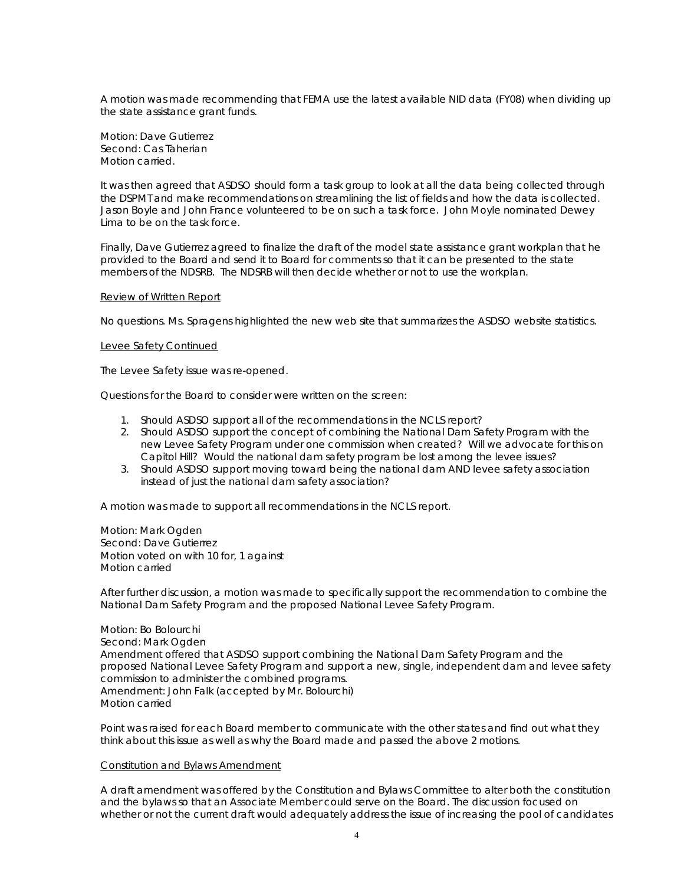A motion was made recommending that FEMA use the latest available NID data (FY08) when dividing up the state assistance grant funds.

Motion: Dave Gutierrez
Second: Cas Taherian
Motion carried.

It was then agreed that ASDSO should form a task group to look at all the data being collected through the DSPMT and make recommendations on streamlining the list of fields and how the data is collected. Jason Boyle and John France volunteered to be on such a task force. John Moyle nominated Dewey Lima to be on the task force.

Finally, Dave Gutierrez agreed to finalize the draft of the model state assistance grant workplan that he provided to the Board and send it to Board for comments so that it can be presented to the state members of the NDSRB. The NDSRB will then decide whether or not to use the workplan.

<u>Review of Written Report</u>

No questions. Ms. Spragens highlighted the new web site that summarizes the ASDSO website statistics.

<u>Levee Safety Continued</u>

The Levee Safety issue was re-opened.

Questions for the Board to consider were written on the screen:

1. Should ASDSO support all of the recommendations in the NCLS report?
2. Should ASDSO support the concept of combining the National Dam Safety Program with the new Levee Safety Program under one commission when created? Will we advocate for this on Capitol Hill? Would the national dam safety program be lost among the levee issues?
3. Should ASDSO support moving toward being the national dam AND levee safety association instead of just the national dam safety association?

A motion was made to support all recommendations in the NCLS report.

Motion: Mark Ogden
Second: Dave Gutierrez
Motion voted on with 10 for, 1 against
Motion carried

After further discussion, a motion was made to specifically support the recommendation to combine the National Dam Safety Program and the proposed National Levee Safety Program.

Motion: Bo Bolourchi
Second: Mark Ogden
Amendment offered that ASDSO support combining the National Dam Safety Program and the proposed National Levee Safety Program and support a new, single, independent dam and levee safety commission to administer the combined programs.
Amendment: John Falk (accepted by Mr. Bolourchi)
Motion carried

Point was raised for each Board member to communicate with the other states and find out what they think about this issue as well as why the Board made and passed the above 2 motions.

<u>Constitution and Bylaws Amendment</u>

A draft amendment was offered by the Constitution and Bylaws Committee to alter both the constitution and the bylaws so that an Associate Member could serve on the Board. The discussion focused on whether or not the current draft would adequately address the issue of increasing the pool of candidates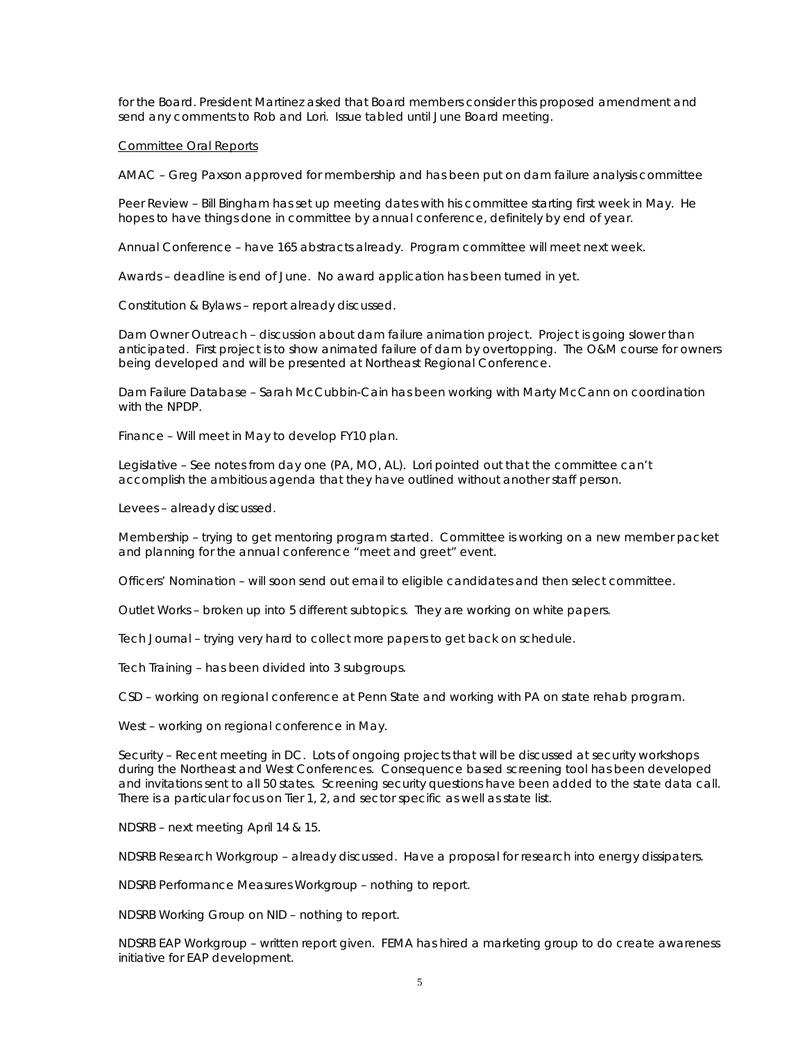for the Board. President Martinez asked that Board members consider this proposed amendment and send any comments to Rob and Lori. Issue tabled until June Board meeting.

Committee Oral Reports

AMAC – Greg Paxson approved for membership and has been put on dam failure analysis committee

Peer Review – Bill Bingham has set up meeting dates with his committee starting first week in May. He hopes to have things done in committee by annual conference, definitely by end of year.

Annual Conference – have 165 abstracts already. Program committee will meet next week.

Awards – deadline is end of June. No award application has been turned in yet.

Constitution & Bylaws – report already discussed.

Dam Owner Outreach – discussion about dam failure animation project. Project is going slower than anticipated. First project is to show animated failure of dam by overtopping. The O&M course for owners being developed and will be presented at Northeast Regional Conference.

Dam Failure Database – Sarah McCubbin-Cain has been working with Marty McCann on coordination with the NPDP.

Finance – Will meet in May to develop FY10 plan.

Legislative – See notes from day one (PA, MO, AL). Lori pointed out that the committee can't accomplish the ambitious agenda that they have outlined without another staff person.

Levees – already discussed.

Membership – trying to get mentoring program started. Committee is working on a new member packet and planning for the annual conference "meet and greet" event.

Officers' Nomination – will soon send out email to eligible candidates and then select committee.

Outlet Works – broken up into 5 different subtopics. They are working on white papers.

Tech Journal – trying very hard to collect more papers to get back on schedule.

Tech Training – has been divided into 3 subgroups.

CSD – working on regional conference at Penn State and working with PA on state rehab program.

West – working on regional conference in May.

Security – Recent meeting in DC. Lots of ongoing projects that will be discussed at security workshops during the Northeast and West Conferences. Consequence based screening tool has been developed and invitations sent to all 50 states. Screening security questions have been added to the state data call. There is a particular focus on Tier 1, 2, and sector specific as well as state list.

NDSRB – next meeting April 14 & 15.

NDSRB Research Workgroup – already discussed. Have a proposal for research into energy dissipaters.

NDSRB Performance Measures Workgroup – nothing to report.

NDSRB Working Group on NID – nothing to report.

NDSRB EAP Workgroup – written report given. FEMA has hired a marketing group to do create awareness initiative for EAP development.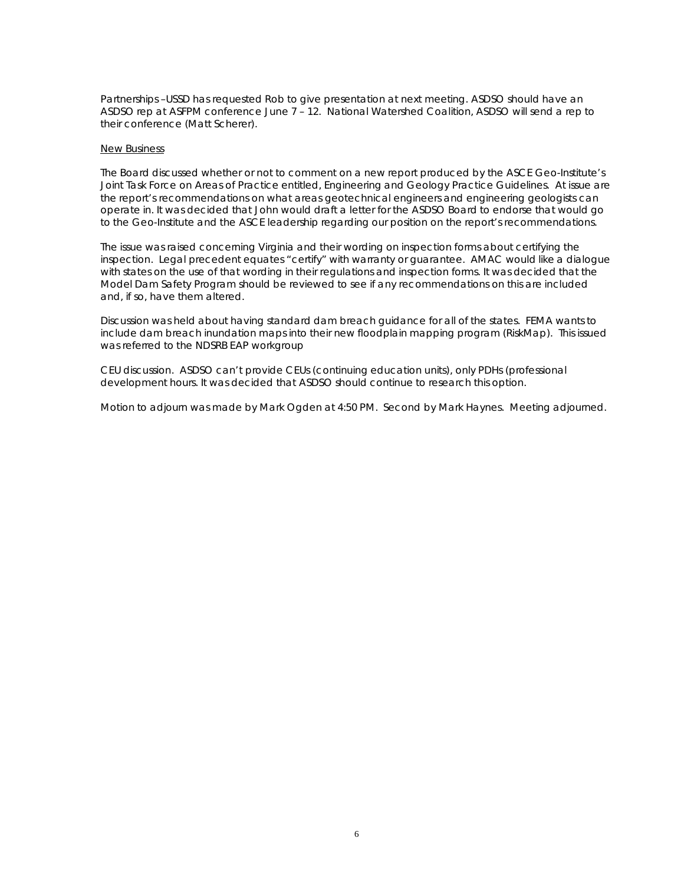Partnerships –USSD has requested Rob to give presentation at next meeting. ASDSO should have an ASDSO rep at ASFPM conference June 7 – 12. National Watershed Coalition, ASDSO will send a rep to their conference (Matt Scherer).

New Business

The Board discussed whether or not to comment on a new report produced by the ASCE Geo-Institute's Joint Task Force on Areas of Practice entitled, Engineering and Geology Practice Guidelines. At issue are the report's recommendations on what areas geotechnical engineers and engineering geologists can operate in. It was decided that John would draft a letter for the ASDSO Board to endorse that would go to the Geo-Institute and the ASCE leadership regarding our position on the report's recommendations.

The issue was raised concerning Virginia and their wording on inspection forms about certifying the inspection. Legal precedent equates "certify" with warranty or guarantee. AMAC would like a dialogue with states on the use of that wording in their regulations and inspection forms. It was decided that the Model Dam Safety Program should be reviewed to see if any recommendations on this are included and, if so, have them altered.

Discussion was held about having standard dam breach guidance for all of the states. FEMA wants to include dam breach inundation maps into their new floodplain mapping program (RiskMap). This issued was referred to the NDSRB EAP workgroup

CEU discussion. ASDSO can't provide CEUs (continuing education units), only PDHs (professional development hours. It was decided that ASDSO should continue to research this option.

Motion to adjourn was made by Mark Ogden at 4:50 PM. Second by Mark Haynes. Meeting adjourned.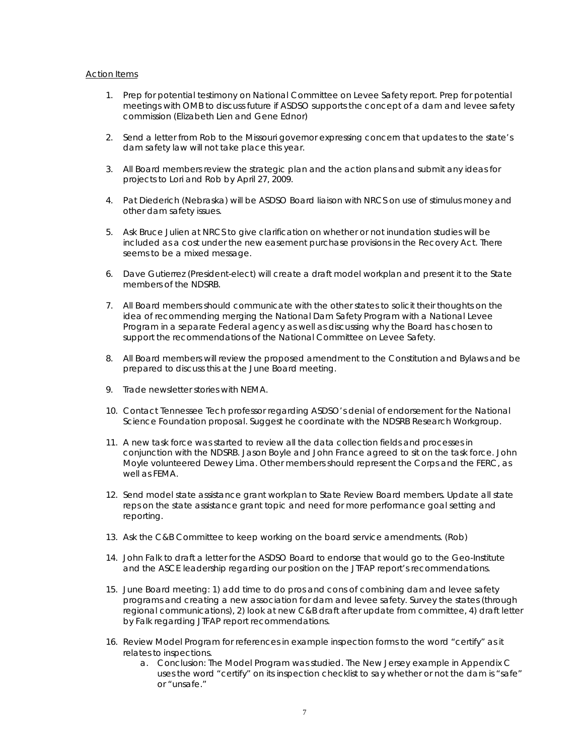Action Items

1. Prep for potential testimony on National Committee on Levee Safety report. Prep for potential meetings with OMB to discuss future if ASDSO supports the concept of a dam and levee safety commission (Elizabeth Lien and Gene Ednor)

2. Send a letter from Rob to the Missouri governor expressing concern that updates to the state's dam safety law will not take place this year.

3. All Board members review the strategic plan and the action plans and submit any ideas for projects to Lori and Rob by April 27, 2009.

4. Pat Diederich (Nebraska) will be ASDSO Board liaison with NRCS on use of stimulus money and other dam safety issues.

5. Ask Bruce Julien at NRCS to give clarification on whether or not inundation studies will be included as a cost under the new easement purchase provisions in the Recovery Act. There seems to be a mixed message.

6. Dave Gutierrez (President-elect) will create a draft model workplan and present it to the State members of the NDSRB.

7. All Board members should communicate with the other states to solicit their thoughts on the idea of recommending merging the National Dam Safety Program with a National Levee Program in a separate Federal agency as well as discussing why the Board has chosen to support the recommendations of the National Committee on Levee Safety.

8. All Board members will review the proposed amendment to the Constitution and Bylaws and be prepared to discuss this at the June Board meeting.

9. Trade newsletter stories with NEMA.

10. Contact Tennessee Tech professor regarding ASDSO's denial of endorsement for the National Science Foundation proposal. Suggest he coordinate with the NDSRB Research Workgroup.

11. A new task force was started to review all the data collection fields and processes in conjunction with the NDSRB. Jason Boyle and John France agreed to sit on the task force. John Moyle volunteered Dewey Lima. Other members should represent the Corps and the FERC, as well as FEMA.

12. Send model state assistance grant workplan to State Review Board members. Update all state reps on the state assistance grant topic and need for more performance goal setting and reporting.

13. Ask the C&B Committee to keep working on the board service amendments. (Rob)

14. John Falk to draft a letter for the ASDSO Board to endorse that would go to the Geo-Institute and the ASCE leadership regarding our position on the JTFAP report's recommendations.

15. June Board meeting: 1) add time to do pros and cons of combining dam and levee safety programs and creating a new association for dam and levee safety. Survey the states (through regional communications), 2) look at new C&B draft after update from committee, 4) draft letter by Falk regarding JTFAP report recommendations.

16. Review Model Program for references in example inspection forms to the word "certify" as it relates to inspections.
    a. Conclusion: The Model Program was studied. The New Jersey example in Appendix C uses the word "certify" on its inspection checklist to say whether or not the dam is "safe" or "unsafe."